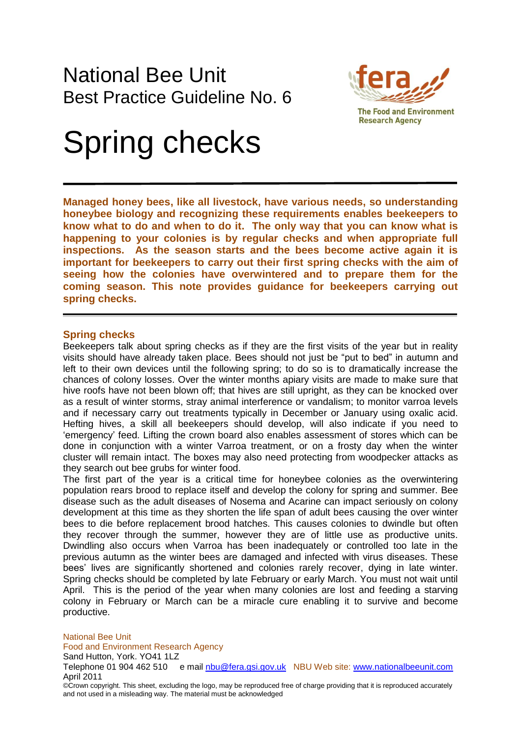# National Bee Unit
## Best Practice Guideline No. 6

The Food and Environment Research Agency

# Spring checks

**Managed honey bees, like all livestock, have various needs, so understanding honeybee biology and recognizing these requirements enables beekeepers to know what to do and when to do it. The only way that you can know what is happening to your colonies is by regular checks and when appropriate full inspections. As the season starts and the bees become active again it is important for beekeepers to carry out their first spring checks with the aim of seeing how the colonies have overwintered and to prepare them for the coming season. This note provides guidance for beekeepers carrying out spring checks.**

## Spring checks

Beekeepers talk about spring checks as if they are the first visits of the year but in reality visits should have already taken place. Bees should not just be "put to bed" in autumn and left to their own devices until the following spring; to do so is to dramatically increase the chances of colony losses. Over the winter months apiary visits are made to make sure that hive roofs have not been blown off; that hives are still upright, as they can be knocked over as a result of winter storms, stray animal interference or vandalism; to monitor varroa levels and if necessary carry out treatments typically in December or January using oxalic acid. Hefting hives, a skill all beekeepers should develop, will also indicate if you need to 'emergency' feed. Lifting the crown board also enables assessment of stores which can be done in conjunction with a winter Varroa treatment, or on a frosty day when the winter cluster will remain intact. The boxes may also need protecting from woodpecker attacks as they search out bee grubs for winter food.

The first part of the year is a critical time for honeybee colonies as the overwintering population rears brood to replace itself and develop the colony for spring and summer. Bee disease such as the adult diseases of Nosema and Acarine can impact seriously on colony development at this time as they shorten the life span of adult bees causing the over winter bees to die before replacement brood hatches. This causes colonies to dwindle but often they recover through the summer, however they are of little use as productive units. Dwindling also occurs when Varroa has been inadequately or controlled too late in the previous autumn as the winter bees are damaged and infected with virus diseases. These bees' lives are significantly shortened and colonies rarely recover, dying in late winter. Spring checks should be completed by late February or early March. You must not wait until April. This is the period of the year when many colonies are lost and feeding a starving colony in February or March can be a miracle cure enabling it to survive and become productive.

National Bee Unit
Food and Environment Research Agency
Sand Hutton, York. YO41 1LZ
Telephone 01 904 462 510 e mail nbu@fera.gsi.gov.uk NBU Web site: www.nationalbeeunit.com
April 2011
©Crown copyright. This sheet, excluding the logo, may be reproduced free of charge providing that it is reproduced accurately and not used in a misleading way. The material must be acknowledged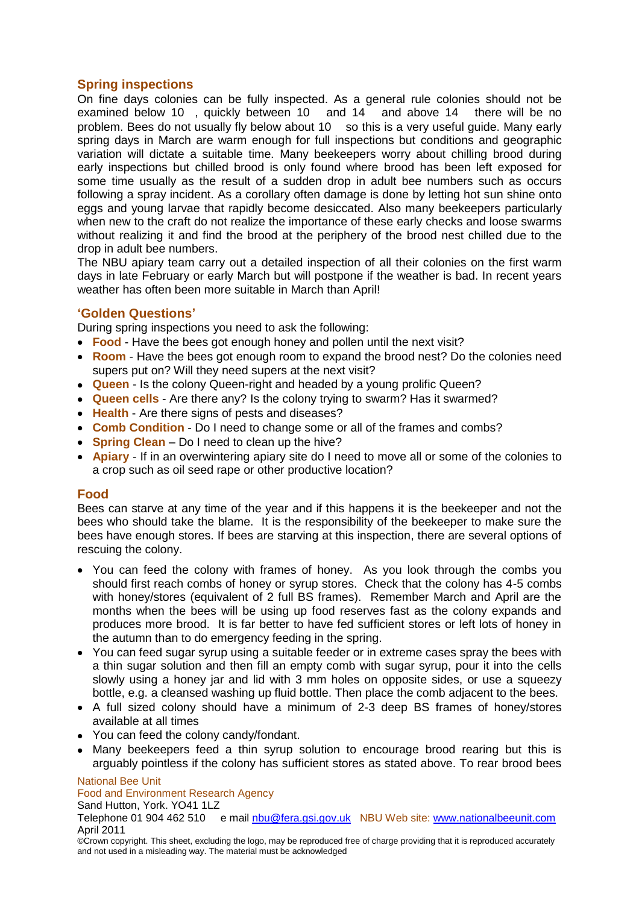## Spring inspections

On fine days colonies can be fully inspected. As a general rule colonies should not be examined below 10 , quickly between 10 and 14 and above 14 there will be no problem. Bees do not usually fly below about 10 so this is a very useful guide. Many early spring days in March are warm enough for full inspections but conditions and geographic variation will dictate a suitable time. Many beekeepers worry about chilling brood during early inspections but chilled brood is only found where brood has been left exposed for some time usually as the result of a sudden drop in adult bee numbers such as occurs following a spray incident. As a corollary often damage is done by letting hot sun shine onto eggs and young larvae that rapidly become desiccated. Also many beekeepers particularly when new to the craft do not realize the importance of these early checks and loose swarms without realizing it and find the brood at the periphery of the brood nest chilled due to the drop in adult bee numbers.

The NBU apiary team carry out a detailed inspection of all their colonies on the first warm days in late February or early March but will postpone if the weather is bad. In recent years weather has often been more suitable in March than April!

## 'Golden Questions'

During spring inspections you need to ask the following:

- **Food** - Have the bees got enough honey and pollen until the next visit?
- **Room** - Have the bees got enough room to expand the brood nest? Do the colonies need supers put on? Will they need supers at the next visit?
- **Queen** - Is the colony Queen-right and headed by a young prolific Queen?
- **Queen cells** - Are there any? Is the colony trying to swarm? Has it swarmed?
- **Health** - Are there signs of pests and diseases?
- **Comb Condition** - Do I need to change some or all of the frames and combs?
- **Spring Clean** – Do I need to clean up the hive?
- **Apiary** - If in an overwintering apiary site do I need to move all or some of the colonies to a crop such as oil seed rape or other productive location?

## Food

Bees can starve at any time of the year and if this happens it is the beekeeper and not the bees who should take the blame. It is the responsibility of the beekeeper to make sure the bees have enough stores. If bees are starving at this inspection, there are several options of rescuing the colony.

- You can feed the colony with frames of honey. As you look through the combs you should first reach combs of honey or syrup stores. Check that the colony has 4-5 combs with honey/stores (equivalent of 2 full BS frames). Remember March and April are the months when the bees will be using up food reserves fast as the colony expands and produces more brood. It is far better to have fed sufficient stores or left lots of honey in the autumn than to do emergency feeding in the spring.
- You can feed sugar syrup using a suitable feeder or in extreme cases spray the bees with a thin sugar solution and then fill an empty comb with sugar syrup, pour it into the cells slowly using a honey jar and lid with 3 mm holes on opposite sides, or use a squeezy bottle, e.g. a cleansed washing up fluid bottle. Then place the comb adjacent to the bees.
- A full sized colony should have a minimum of 2-3 deep BS frames of honey/stores available at all times
- You can feed the colony candy/fondant.
- Many beekeepers feed a thin syrup solution to encourage brood rearing but this is arguably pointless if the colony has sufficient stores as stated above. To rear brood bees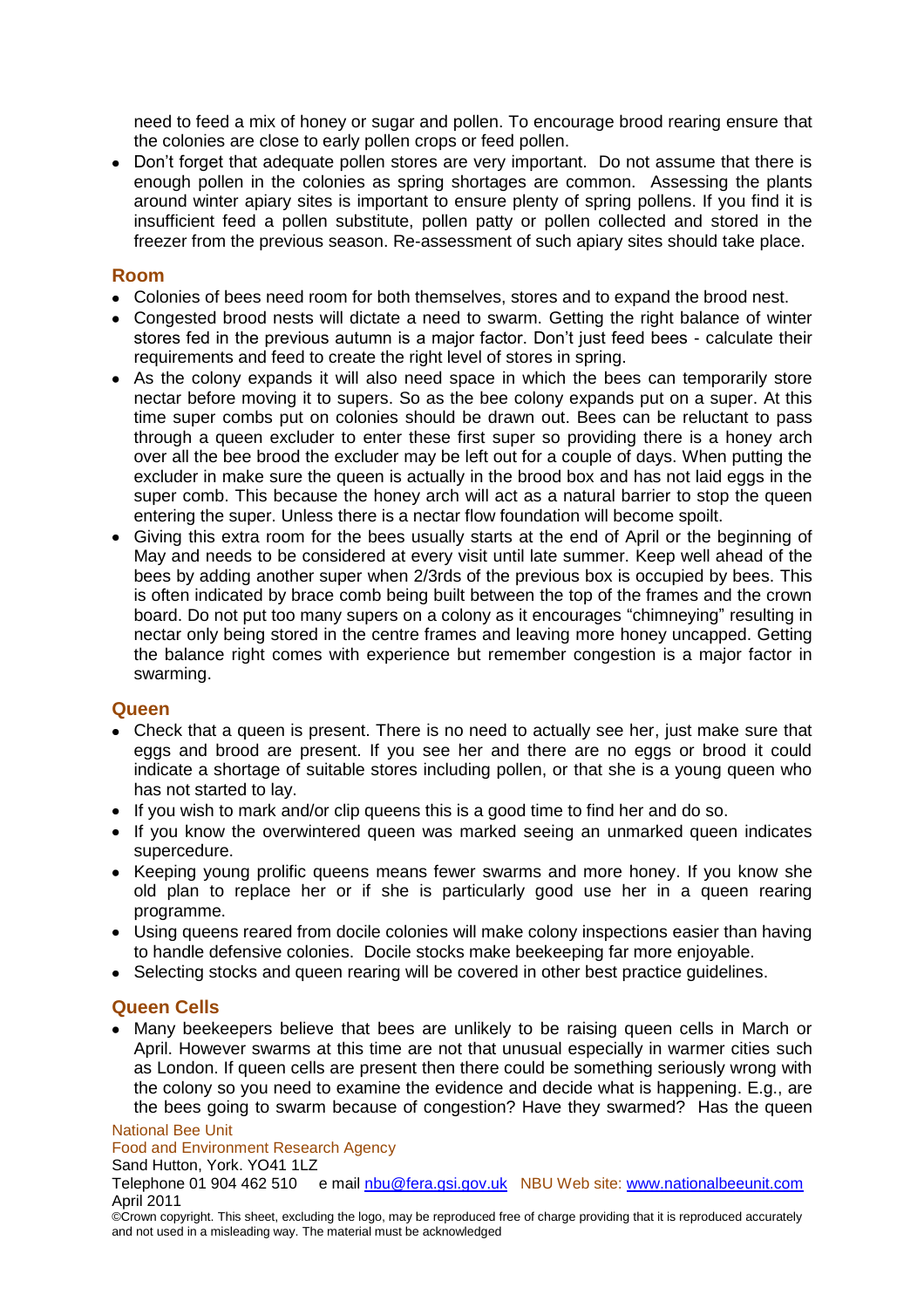need to feed a mix of honey or sugar and pollen. To encourage brood rearing ensure that the colonies are close to early pollen crops or feed pollen.

- Don't forget that adequate pollen stores are very important. Do not assume that there is enough pollen in the colonies as spring shortages are common. Assessing the plants around winter apiary sites is important to ensure plenty of spring pollens. If you find it is insufficient feed a pollen substitute, pollen patty or pollen collected and stored in the freezer from the previous season. Re-assessment of such apiary sites should take place.

## Room

- Colonies of bees need room for both themselves, stores and to expand the brood nest.
- Congested brood nests will dictate a need to swarm. Getting the right balance of winter stores fed in the previous autumn is a major factor. Don't just feed bees - calculate their requirements and feed to create the right level of stores in spring.
- As the colony expands it will also need space in which the bees can temporarily store nectar before moving it to supers. So as the bee colony expands put on a super. At this time super combs put on colonies should be drawn out. Bees can be reluctant to pass through a queen excluder to enter these first super so providing there is a honey arch over all the bee brood the excluder may be left out for a couple of days. When putting the excluder in make sure the queen is actually in the brood box and has not laid eggs in the super comb. This because the honey arch will act as a natural barrier to stop the queen entering the super. Unless there is a nectar flow foundation will become spoilt.
- Giving this extra room for the bees usually starts at the end of April or the beginning of May and needs to be considered at every visit until late summer. Keep well ahead of the bees by adding another super when 2/3rds of the previous box is occupied by bees. This is often indicated by brace comb being built between the top of the frames and the crown board. Do not put too many supers on a colony as it encourages "chimneying" resulting in nectar only being stored in the centre frames and leaving more honey uncapped. Getting the balance right comes with experience but remember congestion is a major factor in swarming.

## Queen

- Check that a queen is present. There is no need to actually see her, just make sure that eggs and brood are present. If you see her and there are no eggs or brood it could indicate a shortage of suitable stores including pollen, or that she is a young queen who has not started to lay.
- If you wish to mark and/or clip queens this is a good time to find her and do so.
- If you know the overwintered queen was marked seeing an unmarked queen indicates supercedure.
- Keeping young prolific queens means fewer swarms and more honey. If you know she old plan to replace her or if she is particularly good use her in a queen rearing programme.
- Using queens reared from docile colonies will make colony inspections easier than having to handle defensive colonies. Docile stocks make beekeeping far more enjoyable.
- Selecting stocks and queen rearing will be covered in other best practice guidelines.

## Queen Cells

- Many beekeepers believe that bees are unlikely to be raising queen cells in March or April. However swarms at this time are not that unusual especially in warmer cities such as London. If queen cells are present then there could be something seriously wrong with the colony so you need to examine the evidence and decide what is happening. E.g., are the bees going to swarm because of congestion? Have they swarmed? Has the queen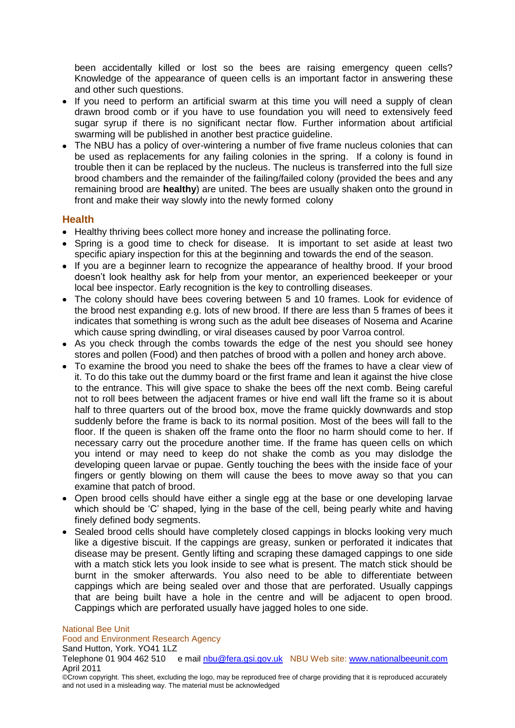been accidentally killed or lost so the bees are raising emergency queen cells? Knowledge of the appearance of queen cells is an important factor in answering these and other such questions.

- If you need to perform an artificial swarm at this time you will need a supply of clean drawn brood comb or if you have to use foundation you will need to extensively feed sugar syrup if there is no significant nectar flow. Further information about artificial swarming will be published in another best practice guideline.
- The NBU has a policy of over-wintering a number of five frame nucleus colonies that can be used as replacements for any failing colonies in the spring. If a colony is found in trouble then it can be replaced by the nucleus. The nucleus is transferred into the full size brood chambers and the remainder of the failing/failed colony (provided the bees and any remaining brood are **healthy**) are united. The bees are usually shaken onto the ground in front and make their way slowly into the newly formed colony

## Health

- Healthy thriving bees collect more honey and increase the pollinating force.
- Spring is a good time to check for disease. It is important to set aside at least two specific apiary inspection for this at the beginning and towards the end of the season.
- If you are a beginner learn to recognize the appearance of healthy brood. If your brood doesn't look healthy ask for help from your mentor, an experienced beekeeper or your local bee inspector. Early recognition is the key to controlling diseases.
- The colony should have bees covering between 5 and 10 frames. Look for evidence of the brood nest expanding e.g. lots of new brood. If there are less than 5 frames of bees it indicates that something is wrong such as the adult bee diseases of Nosema and Acarine which cause spring dwindling, or viral diseases caused by poor Varroa control.
- As you check through the combs towards the edge of the nest you should see honey stores and pollen (Food) and then patches of brood with a pollen and honey arch above.
- To examine the brood you need to shake the bees off the frames to have a clear view of it. To do this take out the dummy board or the first frame and lean it against the hive close to the entrance. This will give space to shake the bees off the next comb. Being careful not to roll bees between the adjacent frames or hive end wall lift the frame so it is about half to three quarters out of the brood box, move the frame quickly downwards and stop suddenly before the frame is back to its normal position. Most of the bees will fall to the floor. If the queen is shaken off the frame onto the floor no harm should come to her. If necessary carry out the procedure another time. If the frame has queen cells on which you intend or may need to keep do not shake the comb as you may dislodge the developing queen larvae or pupae. Gently touching the bees with the inside face of your fingers or gently blowing on them will cause the bees to move away so that you can examine that patch of brood.
- Open brood cells should have either a single egg at the base or one developing larvae which should be 'C' shaped, lying in the base of the cell, being pearly white and having finely defined body segments.
- Sealed brood cells should have completely closed cappings in blocks looking very much like a digestive biscuit. If the cappings are greasy, sunken or perforated it indicates that disease may be present. Gently lifting and scraping these damaged cappings to one side with a match stick lets you look inside to see what is present. The match stick should be burnt in the smoker afterwards. You also need to be able to differentiate between cappings which are being sealed over and those that are perforated. Usually cappings that are being built have a hole in the centre and will be adjacent to open brood. Cappings which are perforated usually have jagged holes to one side.

National Bee Unit
Food and Environment Research Agency
Sand Hutton, York. YO41 1LZ
Telephone 01 904 462 510 e mail nbu@fera.gsi.gov.uk NBU Web site: www.nationalbeeunit.com
April 2011
©Crown copyright. This sheet, excluding the logo, may be reproduced free of charge providing that it is reproduced accurately and not used in a misleading way. The material must be acknowledged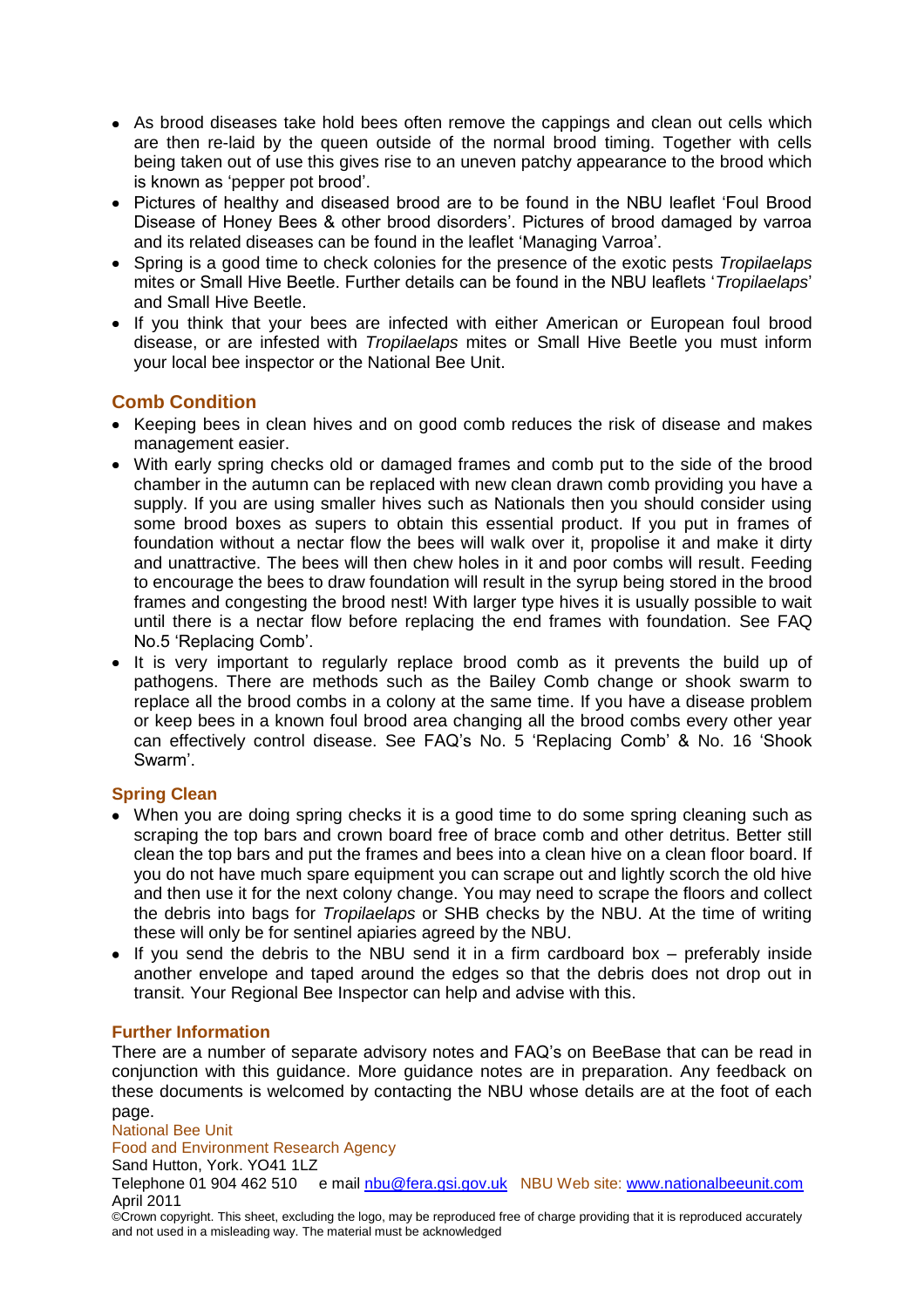- As brood diseases take hold bees often remove the cappings and clean out cells which are then re-laid by the queen outside of the normal brood timing. Together with cells being taken out of use this gives rise to an uneven patchy appearance to the brood which is known as 'pepper pot brood'.
- Pictures of healthy and diseased brood are to be found in the NBU leaflet 'Foul Brood Disease of Honey Bees & other brood disorders'. Pictures of brood damaged by varroa and its related diseases can be found in the leaflet 'Managing Varroa'.
- Spring is a good time to check colonies for the presence of the exotic pests *Tropilaelaps* mites or Small Hive Beetle. Further details can be found in the NBU leaflets '*Tropilaelaps*' and Small Hive Beetle.
- If you think that your bees are infected with either American or European foul brood disease, or are infested with *Tropilaelaps* mites or Small Hive Beetle you must inform your local bee inspector or the National Bee Unit.

## Comb Condition

- Keeping bees in clean hives and on good comb reduces the risk of disease and makes management easier.
- With early spring checks old or damaged frames and comb put to the side of the brood chamber in the autumn can be replaced with new clean drawn comb providing you have a supply. If you are using smaller hives such as Nationals then you should consider using some brood boxes as supers to obtain this essential product. If you put in frames of foundation without a nectar flow the bees will walk over it, propolise it and make it dirty and unattractive. The bees will then chew holes in it and poor combs will result. Feeding to encourage the bees to draw foundation will result in the syrup being stored in the brood frames and congesting the brood nest! With larger type hives it is usually possible to wait until there is a nectar flow before replacing the end frames with foundation. See FAQ No.5 'Replacing Comb'.
- It is very important to regularly replace brood comb as it prevents the build up of pathogens. There are methods such as the Bailey Comb change or shook swarm to replace all the brood combs in a colony at the same time. If you have a disease problem or keep bees in a known foul brood area changing all the brood combs every other year can effectively control disease. See FAQ's No. 5 'Replacing Comb' & No. 16 'Shook Swarm'.

## Spring Clean

- When you are doing spring checks it is a good time to do some spring cleaning such as scraping the top bars and crown board free of brace comb and other detritus. Better still clean the top bars and put the frames and bees into a clean hive on a clean floor board. If you do not have much spare equipment you can scrape out and lightly scorch the old hive and then use it for the next colony change. You may need to scrape the floors and collect the debris into bags for *Tropilaelaps* or SHB checks by the NBU. At the time of writing these will only be for sentinel apiaries agreed by the NBU.
- If you send the debris to the NBU send it in a firm cardboard box – preferably inside another envelope and taped around the edges so that the debris does not drop out in transit. Your Regional Bee Inspector can help and advise with this.

## Further Information

There are a number of separate advisory notes and FAQ's on BeeBase that can be read in conjunction with this guidance. More guidance notes are in preparation. Any feedback on these documents is welcomed by contacting the NBU whose details are at the foot of each page.

National Bee Unit
Food and Environment Research Agency
Sand Hutton, York. YO41 1LZ
Telephone 01 904 462 510 e mail nbu@fera.gsi.gov.uk NBU Web site: www.nationalbeeunit.com
April 2011

©Crown copyright. This sheet, excluding the logo, may be reproduced free of charge providing that it is reproduced accurately and not used in a misleading way. The material must be acknowledged